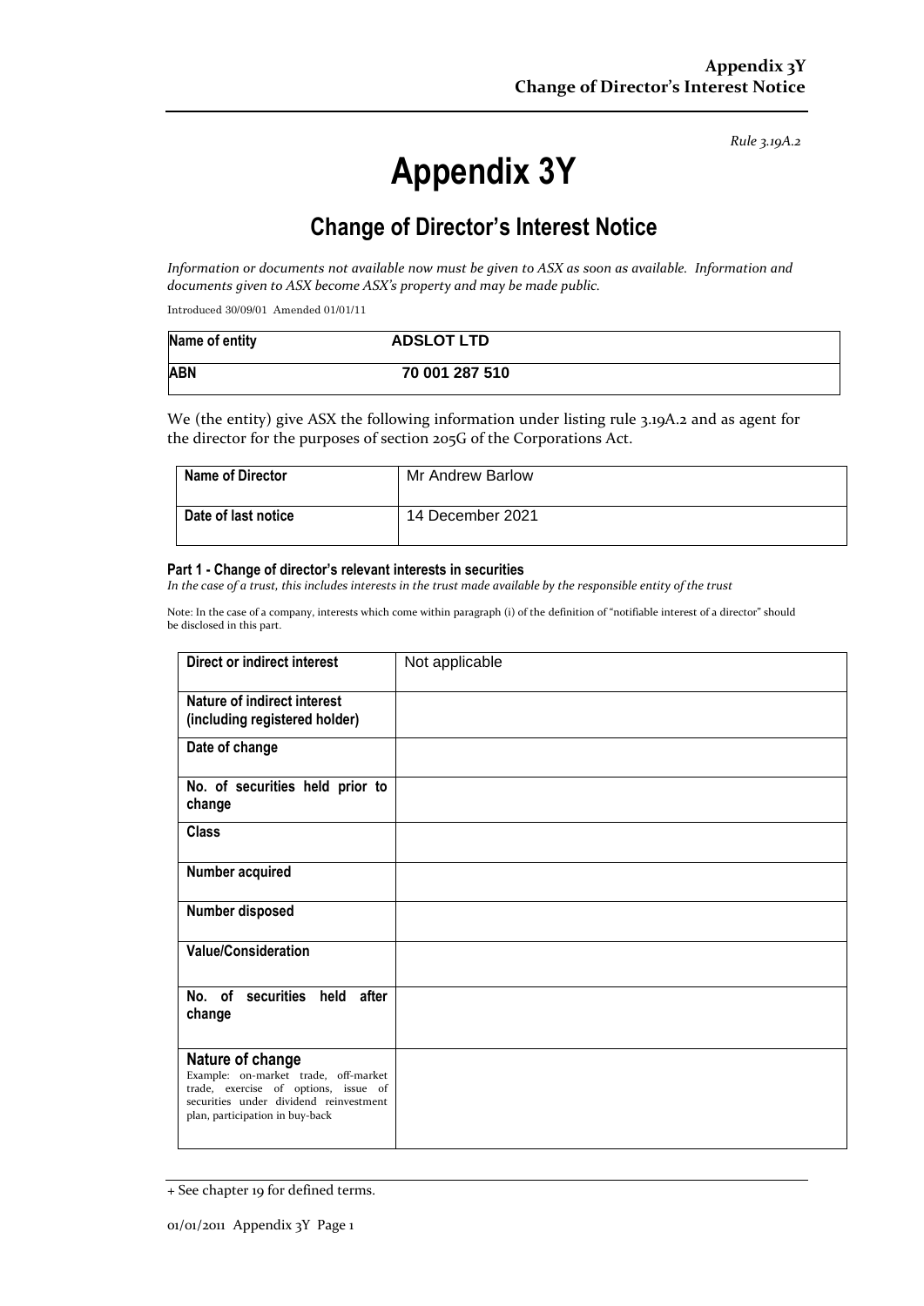*Rule 3.19A.2*

# Appendix 3Y

## Change of Director's Interest Notice

*Information or documents not available now must be given to ASX as soon as available. Information and documents given to ASX become ASX's property and may be made public.*

Introduced 30/09/01 Amended 01/01/11

| **Name of entity** | **ADSLOT LTD** |
|---|---|
| **ABN** | **70 001 287 510** |

We (the entity) give ASX the following information under listing rule 3.19A.2 and as agent for the director for the purposes of section 205G of the Corporations Act.

| **Name of Director** | Mr Andrew Barlow |
|---|---|
| **Date of last notice** | 14 December 2021 |

#### Part 1 - Change of director's relevant interests in securities

*In the case of a trust, this includes interests in the trust made available by the responsible entity of the trust*

Note: In the case of a company, interests which come within paragraph (i) of the definition of "notifiable interest of a director" should be disclosed in this part.

| **Direct or indirect interest** | Not applicable |
|---|---|
| **Nature of indirect interest (including registered holder)** | |
| **Date of change** | |
| **No. of securities held prior to change** | |
| **Class** | |
| **Number acquired** | |
| **Number disposed** | |
| **Value/Consideration** | |
| **No. of securities held after change** | |
| **Nature of change** Example: on-market trade, off-market trade, exercise of options, issue of securities under dividend reinvestment plan, participation in buy-back | |

+ See chapter 19 for defined terms.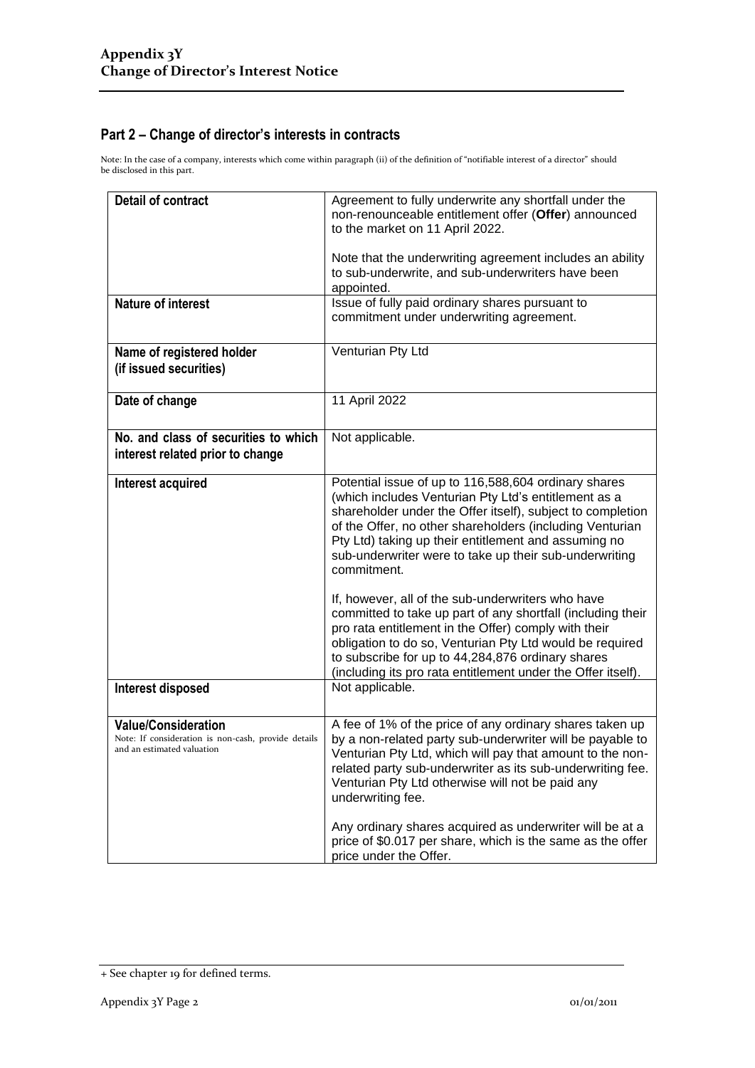## Part 2 – Change of director's interests in contracts

Note: In the case of a company, interests which come within paragraph (ii) of the definition of "notifiable interest of a director" should be disclosed in this part.

| | |
|---|---|
| **Detail of contract** | Agreement to fully underwrite any shortfall under the non-renounceable entitlement offer (**Offer**) announced to the market on 11 April 2022.<br><br>Note that the underwriting agreement includes an ability to sub-underwrite, and sub-underwriters have been appointed. |
| **Nature of interest** | Issue of fully paid ordinary shares pursuant to commitment under underwriting agreement. |
| **Name of registered holder (if issued securities)** | Venturian Pty Ltd |
| **Date of change** | 11 April 2022 |
| **No. and class of securities to which interest related prior to change** | Not applicable. |
| **Interest acquired** | Potential issue of up to 116,588,604 ordinary shares (which includes Venturian Pty Ltd's entitlement as a shareholder under the Offer itself), subject to completion of the Offer, no other shareholders (including Venturian Pty Ltd) taking up their entitlement and assuming no sub-underwriter were to take up their sub-underwriting commitment.<br><br>If, however, all of the sub-underwriters who have committed to take up part of any shortfall (including their pro rata entitlement in the Offer) comply with their obligation to do so, Venturian Pty Ltd would be required to subscribe for up to 44,284,876 ordinary shares (including its pro rata entitlement under the Offer itself). |
| **Interest disposed** | Not applicable. |
| **Value/Consideration**<br>Note: If consideration is non-cash, provide details and an estimated valuation | A fee of 1% of the price of any ordinary shares taken up by a non-related party sub-underwriter will be payable to Venturian Pty Ltd, which will pay that amount to the non-related party sub-underwriter as its sub-underwriting fee. Venturian Pty Ltd otherwise will not be paid any underwriting fee.<br><br>Any ordinary shares acquired as underwriter will be at a price of $0.017 per share, which is the same as the offer price under the Offer. |

+ See chapter 19 for defined terms.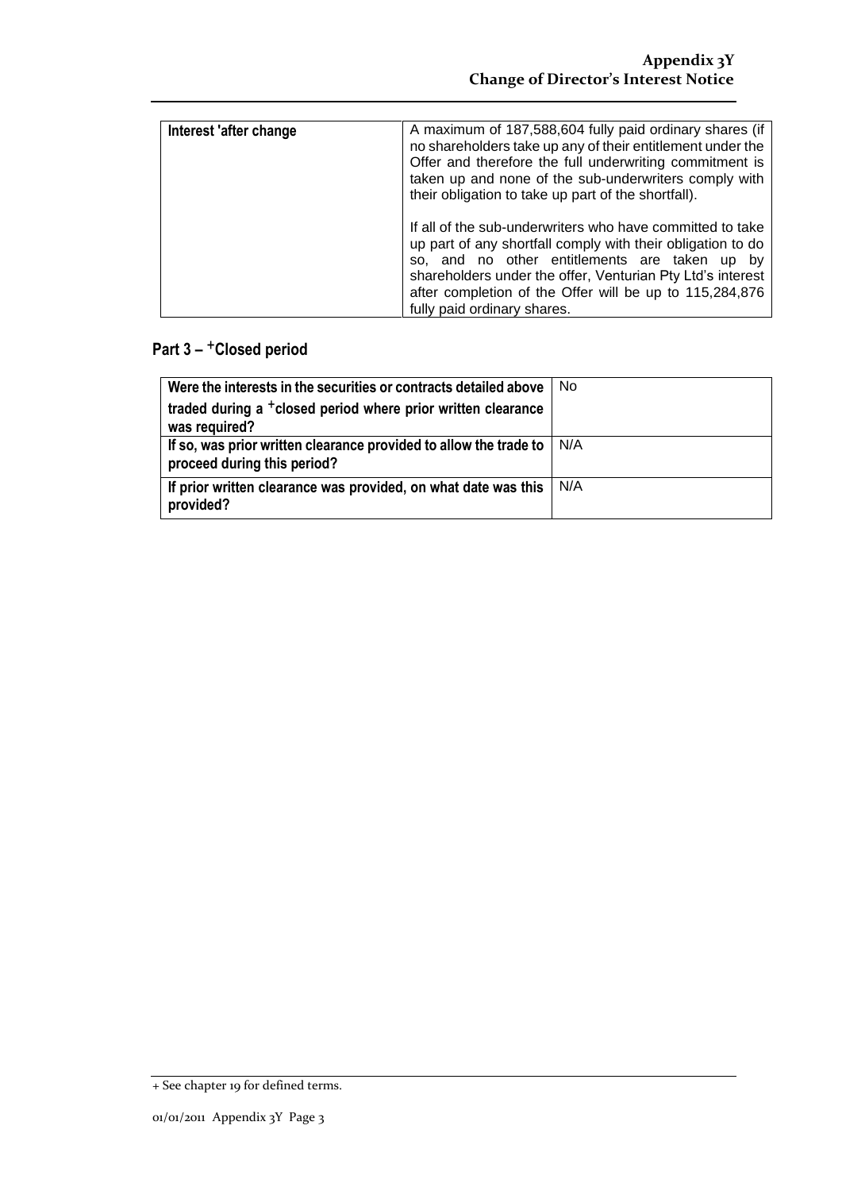| | |
|---|---|
| **Interest 'after change** | A maximum of 187,588,604 fully paid ordinary shares (if no shareholders take up any of their entitlement under the Offer and therefore the full underwriting commitment is taken up and none of the sub-underwriters comply with their obligation to take up part of the shortfall).<br><br>If all of the sub-underwriters who have committed to take up part of any shortfall comply with their obligation to do so, and no other entitlements are taken up by shareholders under the offer, Venturian Pty Ltd's interest after completion of the Offer will be up to 115,284,876 fully paid ordinary shares. |

## Part 3 – +Closed period

| | |
|---|---|
| **Were the interests in the securities or contracts detailed above traded during a +closed period where prior written clearance was required?** | No |
| **If so, was prior written clearance provided to allow the trade to proceed during this period?** | N/A |
| **If prior written clearance was provided, on what date was this provided?** | N/A |

+ See chapter 19 for defined terms.